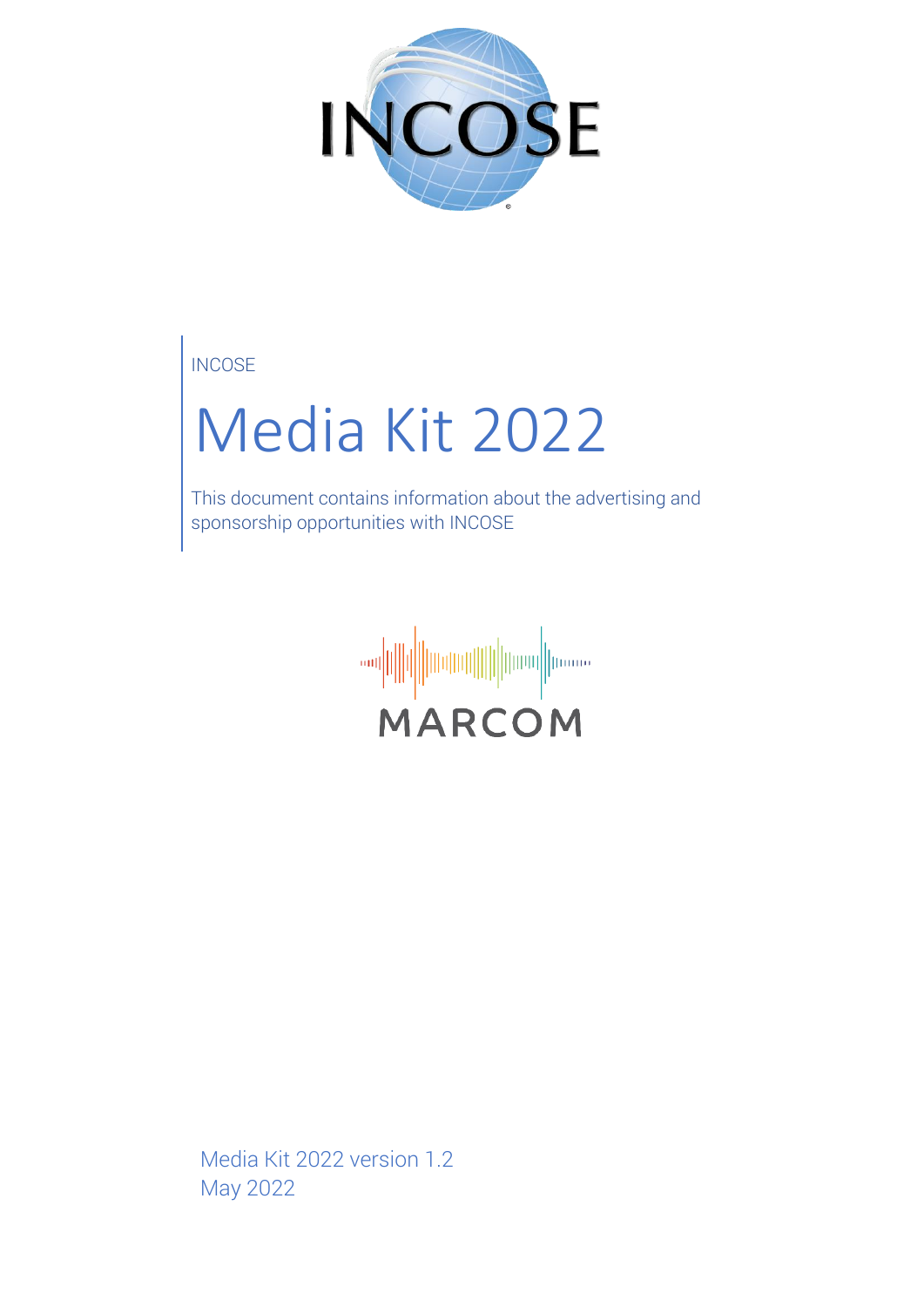INCOSE

# Media Kit 2022

This document contains information about the advertising and sponsorship opportunities with INCOSE

MARCOM

Media Kit 2022 version 1.2
May 2022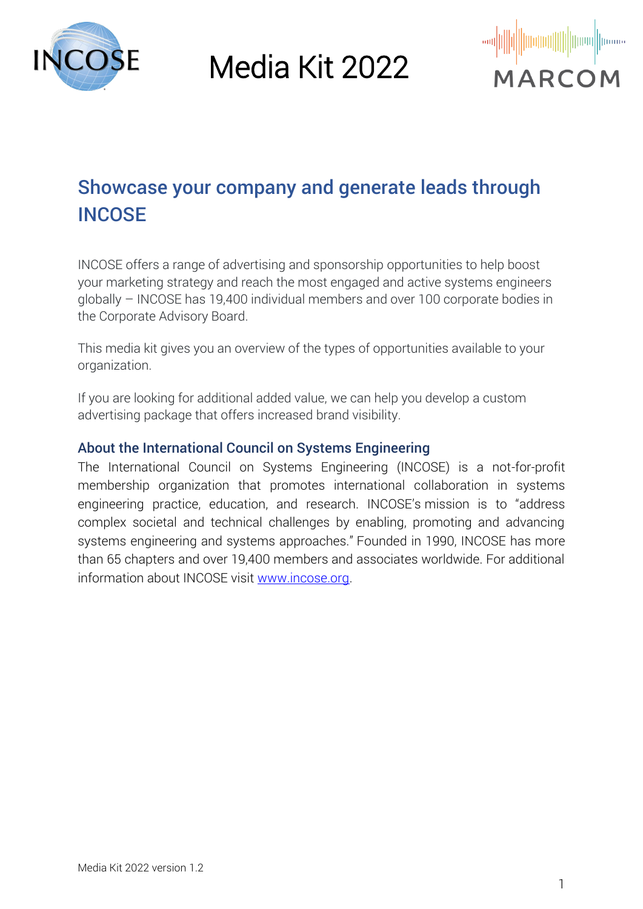# Media Kit 2022

## Showcase your company and generate leads through INCOSE

INCOSE offers a range of advertising and sponsorship opportunities to help boost your marketing strategy and reach the most engaged and active systems engineers globally – INCOSE has 19,400 individual members and over 100 corporate bodies in the Corporate Advisory Board.

This media kit gives you an overview of the types of opportunities available to your organization.

If you are looking for additional added value, we can help you develop a custom advertising package that offers increased brand visibility.

### About the International Council on Systems Engineering

The International Council on Systems Engineering (INCOSE) is a not-for-profit membership organization that promotes international collaboration in systems engineering practice, education, and research. INCOSE's mission is to "address complex societal and technical challenges by enabling, promoting and advancing systems engineering and systems approaches." Founded in 1990, INCOSE has more than 65 chapters and over 19,400 members and associates worldwide. For additional information about INCOSE visit [www.incose.org](http://www.incose.org).

Media Kit 2022 version 1.2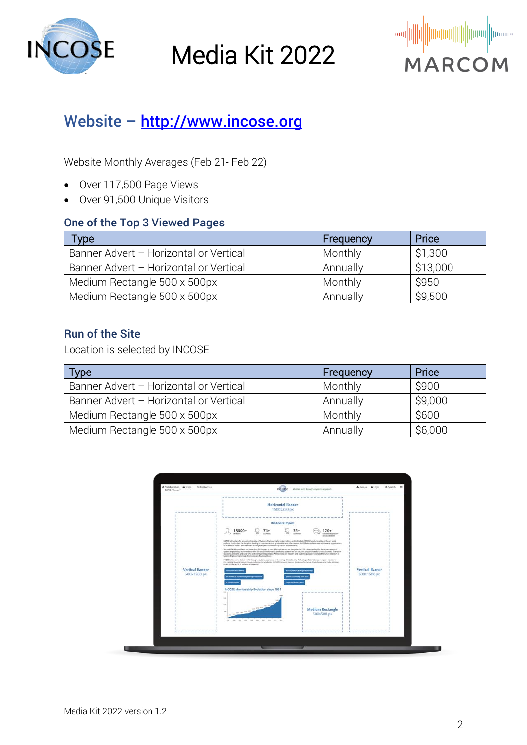# Media Kit 2022

## Website – http://www.incose.org

Website Monthly Averages (Feb 21- Feb 22)

- Over 117,500 Page Views
- Over 91,500 Unique Visitors

### One of the Top 3 Viewed Pages

| Type | Frequency | Price |
|---|---|---|
| Banner Advert – Horizontal or Vertical | Monthly | $1,300 |
| Banner Advert – Horizontal or Vertical | Annually | $13,000 |
| Medium Rectangle 500 x 500px | Monthly | $950 |
| Medium Rectangle 500 x 500px | Annually | $9,500 |

### Run of the Site

Location is selected by INCOSE

| Type | Frequency | Price |
|---|---|---|
| Banner Advert – Horizontal or Vertical | Monthly | $900 |
| Banner Advert – Horizontal or Vertical | Annually | $9,000 |
| Medium Rectangle 500 x 500px | Monthly | $600 |
| Medium Rectangle 500 x 500px | Annually | $6,000 |

Media Kit 2022 version 1.2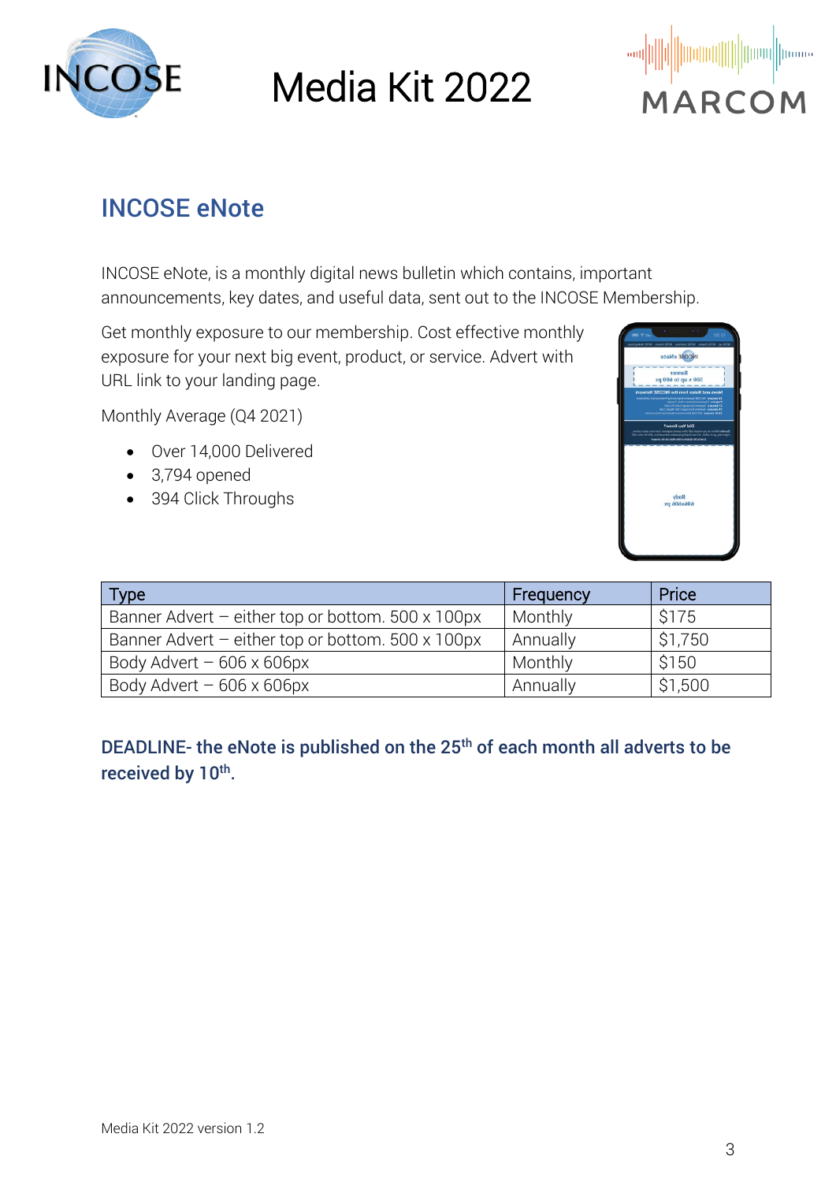# Media Kit 2022

## INCOSE eNote

INCOSE eNote, is a monthly digital news bulletin which contains, important announcements, key dates, and useful data, sent out to the INCOSE Membership.

Get monthly exposure to our membership. Cost effective monthly exposure for your next big event, product, or service. Advert with URL link to your landing page.

Monthly Average (Q4 2021)

- Over 14,000 Delivered
- 3,794 opened
- 394 Click Throughs

| Type | Frequency | Price |
|---|---|---|
| Banner Advert – either top or bottom. 500 x 100px | Monthly | $175 |
| Banner Advert – either top or bottom. 500 x 100px | Annually | $1,750 |
| Body Advert – 606 x 606px | Monthly | $150 |
| Body Advert – 606 x 606px | Annually | $1,500 |

**DEADLINE- the eNote is published on the 25th of each month all adverts to be received by 10th.**

Media Kit 2022 version 1.2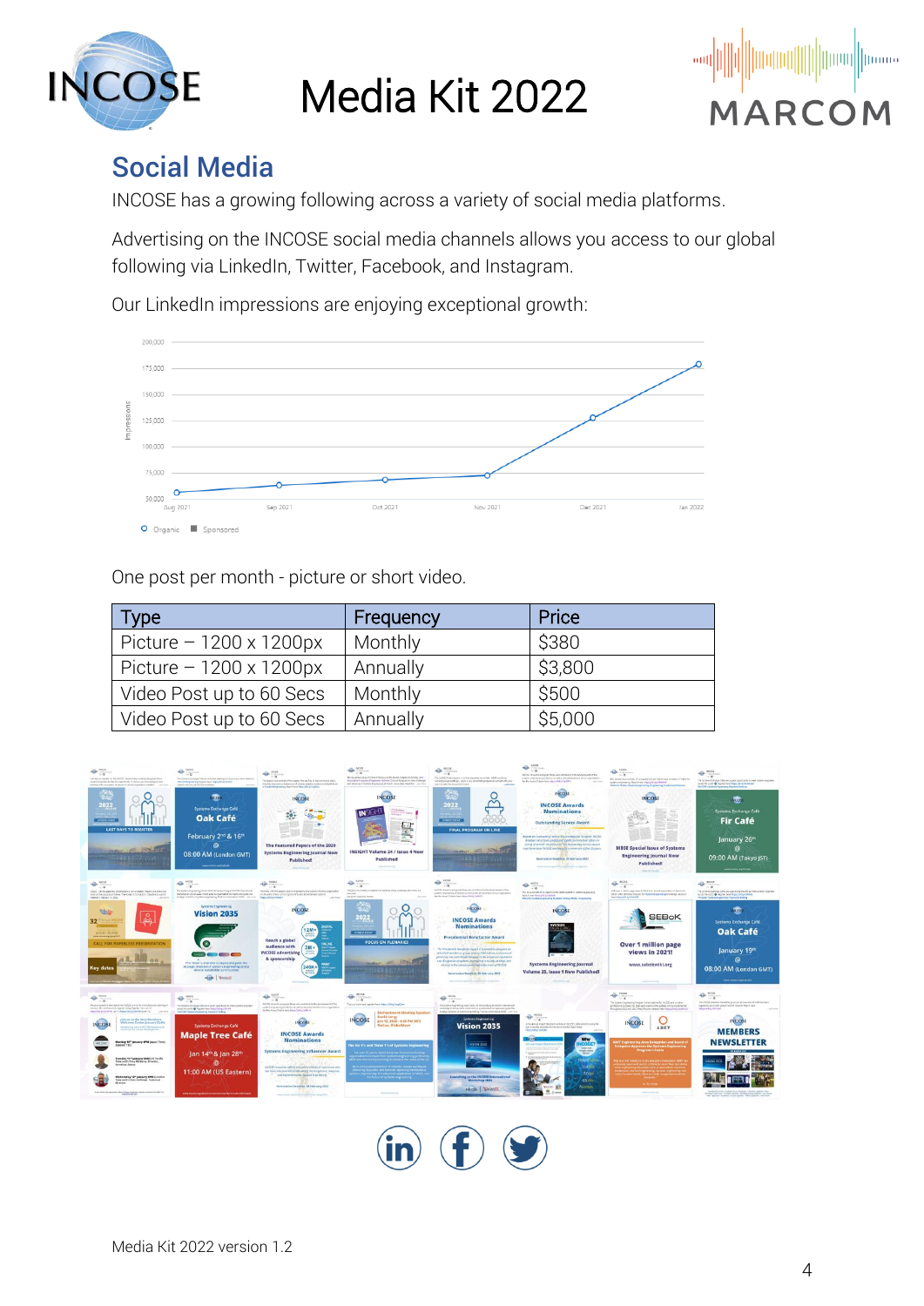# Media Kit 2022

## Social Media

INCOSE has a growing following across a variety of social media platforms.

Advertising on the INCOSE social media channels allows you access to our global following via LinkedIn, Twitter, Facebook, and Instagram.

Our LinkedIn impressions are enjoying exceptional growth:

One post per month - picture or short video.

| Type | Frequency | Price |
| --- | --- | --- |
| Picture – 1200 x 1200px | Monthly | $380 |
| Picture – 1200 x 1200px | Annually | $3,800 |
| Video Post up to 60 Secs | Monthly | $500 |
| Video Post up to 60 Secs | Annually | $5,000 |

Media Kit 2022 version 1.2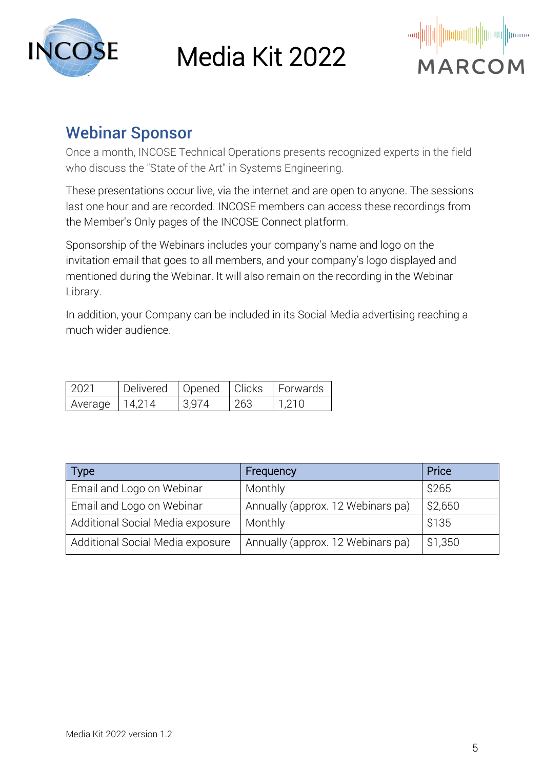## Webinar Sponsor

Once a month, INCOSE Technical Operations presents recognized experts in the field who discuss the "State of the Art" in Systems Engineering.

These presentations occur live, via the internet and are open to anyone. The sessions last one hour and are recorded. INCOSE members can access these recordings from the Member's Only pages of the INCOSE Connect platform.

Sponsorship of the Webinars includes your company's name and logo on the invitation email that goes to all members, and your company's logo displayed and mentioned during the Webinar. It will also remain on the recording in the Webinar Library.

In addition, your Company can be included in its Social Media advertising reaching a much wider audience.

| 2021 | Delivered | Opened | Clicks | Forwards |
|---|---|---|---|---|
| Average | 14,214 | 3,974 | 263 | 1,210 |

| Type | Frequency | Price |
|---|---|---|
| Email and Logo on Webinar | Monthly | $265 |
| Email and Logo on Webinar | Annually (approx. 12 Webinars pa) | $2,650 |
| Additional Social Media exposure | Monthly | $135 |
| Additional Social Media exposure | Annually (approx. 12 Webinars pa) | $1,350 |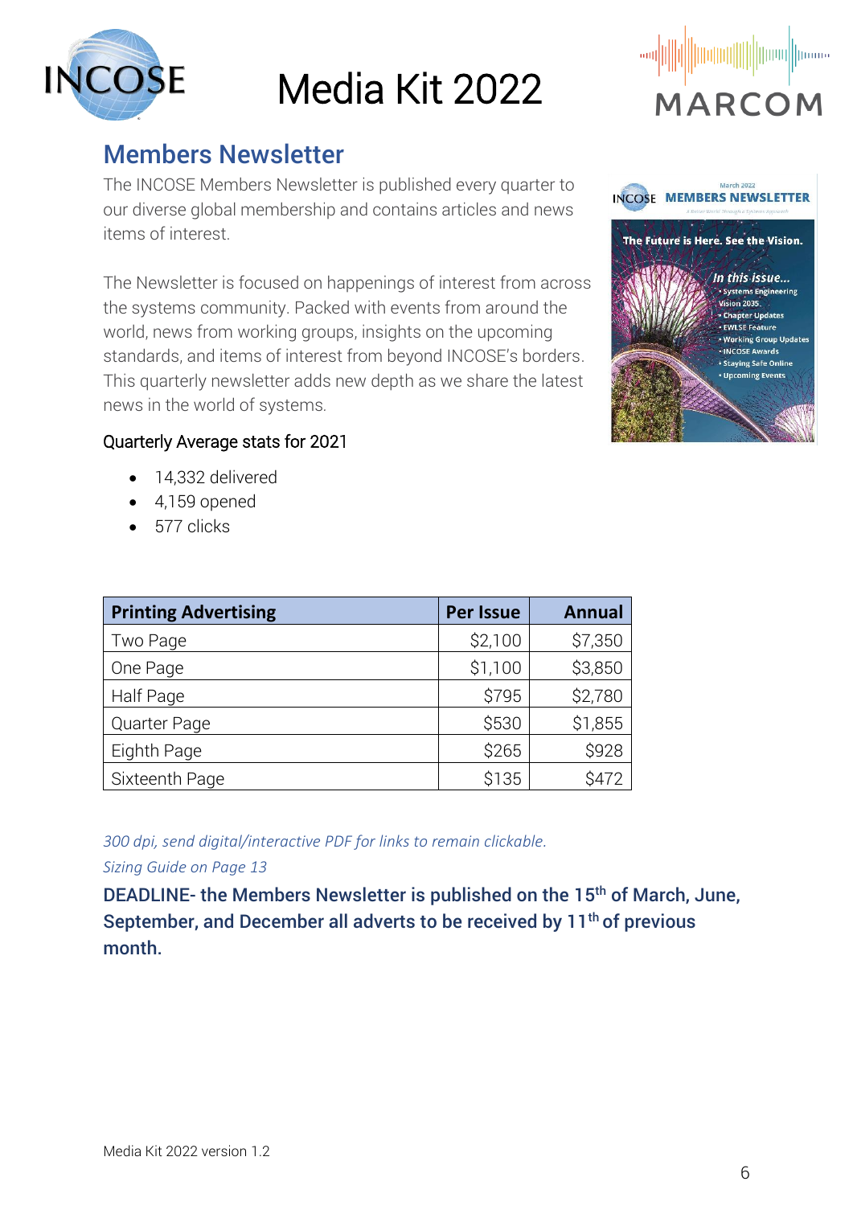# Media Kit 2022

## Members Newsletter

The INCOSE Members Newsletter is published every quarter to our diverse global membership and contains articles and news items of interest.

The Newsletter is focused on happenings of interest from across the systems community. Packed with events from around the world, news from working groups, insights on the upcoming standards, and items of interest from beyond INCOSE's borders. This quarterly newsletter adds new depth as we share the latest news in the world of systems.

Quarterly Average stats for 2021

- 14,332 delivered
- 4,159 opened
- 577 clicks

| Printing Advertising | Per Issue | Annual |
|---|---|---|
| Two Page | $2,100 | $7,350 |
| One Page | $1,100 | $3,850 |
| Half Page | $795 | $2,780 |
| Quarter Page | $530 | $1,855 |
| Eighth Page | $265 | $928 |
| Sixteenth Page | $135 | $472 |

*300 dpi, send digital/interactive PDF for links to remain clickable.*

*Sizing Guide on Page 13*

**DEADLINE- the Members Newsletter is published on the 15th of March, June, September, and December all adverts to be received by 11th of previous month.**

Media Kit 2022 version 1.2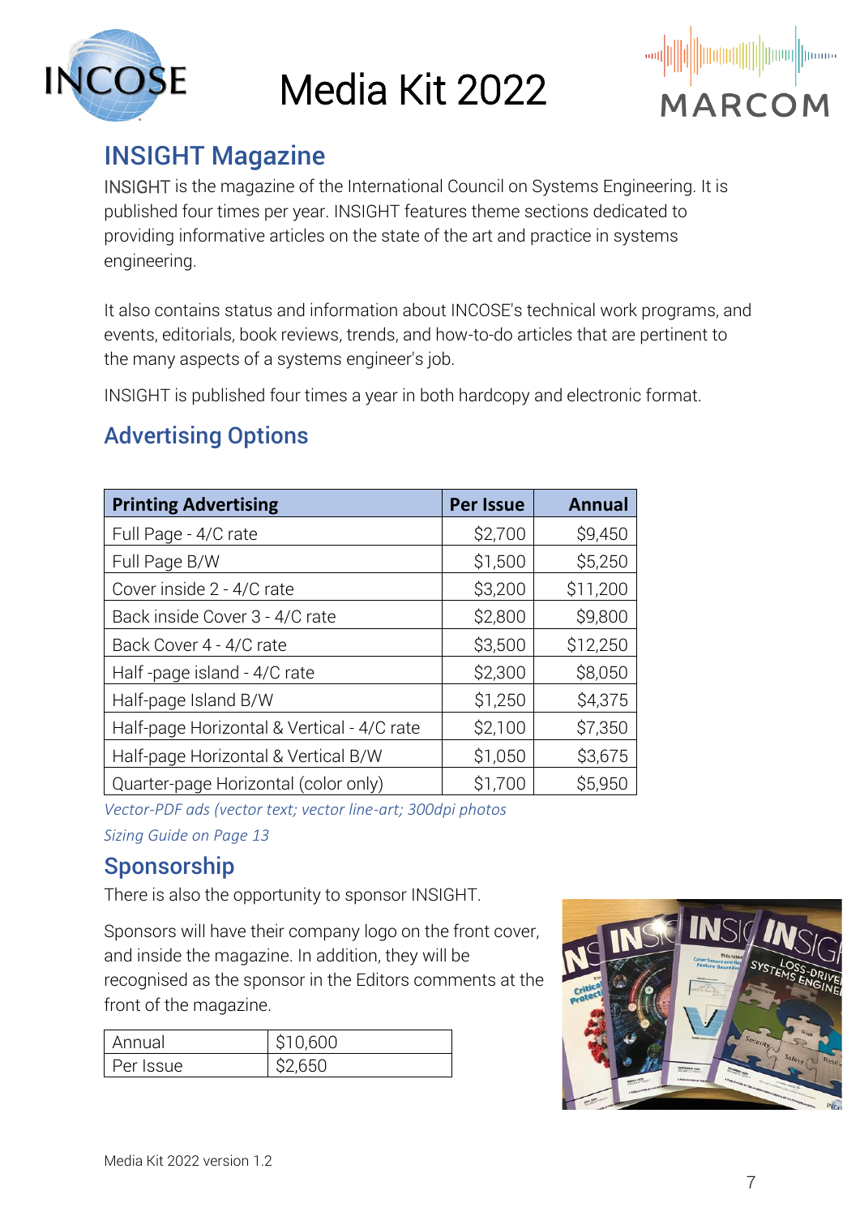# Media Kit 2022

## INSIGHT Magazine

INSIGHT is the magazine of the International Council on Systems Engineering. It is published four times per year. INSIGHT features theme sections dedicated to providing informative articles on the state of the art and practice in systems engineering.

It also contains status and information about INCOSE's technical work programs, and events, editorials, book reviews, trends, and how-to-do articles that are pertinent to the many aspects of a systems engineer's job.

INSIGHT is published four times a year in both hardcopy and electronic format.

## Advertising Options

| Printing Advertising | Per Issue | Annual |
|---|---|---|
| Full Page - 4/C rate | $2,700 | $9,450 |
| Full Page B/W | $1,500 | $5,250 |
| Cover inside 2 - 4/C rate | $3,200 | $11,200 |
| Back inside Cover 3 - 4/C rate | $2,800 | $9,800 |
| Back Cover 4 - 4/C rate | $3,500 | $12,250 |
| Half -page island - 4/C rate | $2,300 | $8,050 |
| Half-page Island B/W | $1,250 | $4,375 |
| Half-page Horizontal & Vertical - 4/C rate | $2,100 | $7,350 |
| Half-page Horizontal & Vertical B/W | $1,050 | $3,675 |
| Quarter-page Horizontal (color only) | $1,700 | $5,950 |

*Vector-PDF ads (vector text; vector line-art; 300dpi photos*

*Sizing Guide on Page 13*

## Sponsorship

There is also the opportunity to sponsor INSIGHT.

Sponsors will have their company logo on the front cover, and inside the magazine. In addition, they will be recognised as the sponsor in the Editors comments at the front of the magazine.

| Annual | $10,600 |
|---|---|
| Per Issue | $2,650 |

Media Kit 2022 version 1.2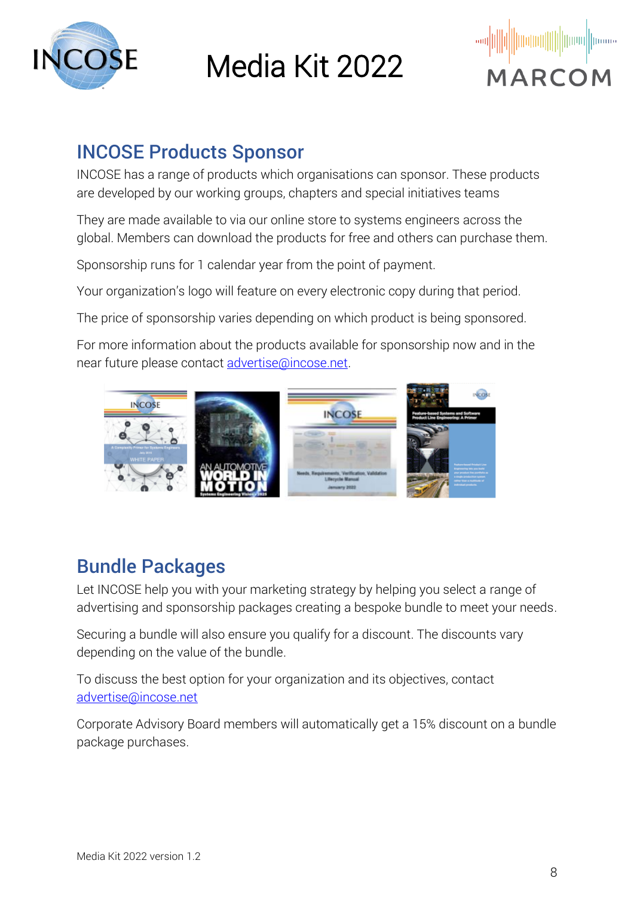## INCOSE Products Sponsor

INCOSE has a range of products which organisations can sponsor. These products are developed by our working groups, chapters and special initiatives teams

They are made available to via our online store to systems engineers across the global. Members can download the products for free and others can purchase them.

Sponsorship runs for 1 calendar year from the point of payment.

Your organization's logo will feature on every electronic copy during that period.

The price of sponsorship varies depending on which product is being sponsored.

For more information about the products available for sponsorship now and in the near future please contact advertise@incose.net.

## Bundle Packages

Let INCOSE help you with your marketing strategy by helping you select a range of advertising and sponsorship packages creating a bespoke bundle to meet your needs.

Securing a bundle will also ensure you qualify for a discount. The discounts vary depending on the value of the bundle.

To discuss the best option for your organization and its objectives, contact advertise@incose.net

Corporate Advisory Board members will automatically get a 15% discount on a bundle package purchases.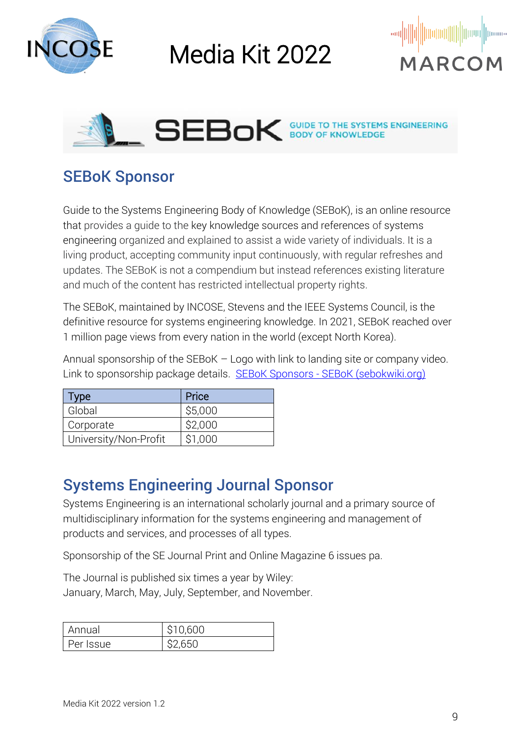# Media Kit 2022

SEBoK GUIDE TO THE SYSTEMS ENGINEERING BODY OF KNOWLEDGE

## SEBoK Sponsor

Guide to the Systems Engineering Body of Knowledge (SEBoK), is an online resource that provides a guide to the key knowledge sources and references of systems engineering organized and explained to assist a wide variety of individuals. It is a living product, accepting community input continuously, with regular refreshes and updates. The SEBoK is not a compendium but instead references existing literature and much of the content has restricted intellectual property rights.

The SEBoK, maintained by INCOSE, Stevens and the IEEE Systems Council, is the definitive resource for systems engineering knowledge. In 2021, SEBoK reached over 1 million page views from every nation in the world (except North Korea).

Annual sponsorship of the SEBoK – Logo with link to landing site or company video. Link to sponsorship package details. [SEBoK Sponsors - SEBoK (sebokwiki.org)]

| Type | Price |
|---|---|
| Global | $5,000 |
| Corporate | $2,000 |
| University/Non-Profit | $1,000 |

## Systems Engineering Journal Sponsor

Systems Engineering is an international scholarly journal and a primary source of multidisciplinary information for the systems engineering and management of products and services, and processes of all types.

Sponsorship of the SE Journal Print and Online Magazine 6 issues pa.

The Journal is published six times a year by Wiley:
January, March, May, July, September, and November.

| | |
|---|---|
| Annual | $10,600 |
| Per Issue | $2,650 |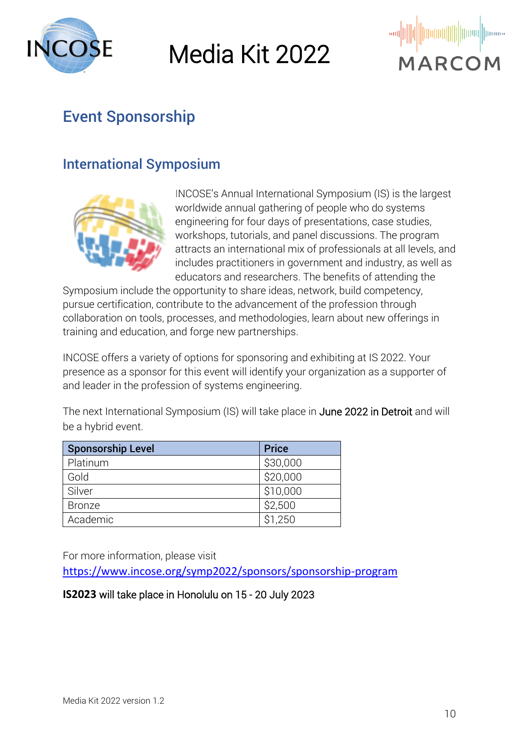# Media Kit 2022

## Event Sponsorship

### International Symposium

INCOSE's Annual International Symposium (IS) is the largest worldwide annual gathering of people who do systems engineering for four days of presentations, case studies, workshops, tutorials, and panel discussions. The program attracts an international mix of professionals at all levels, and includes practitioners in government and industry, as well as educators and researchers. The benefits of attending the Symposium include the opportunity to share ideas, network, build competency, pursue certification, contribute to the advancement of the profession through collaboration on tools, processes, and methodologies, learn about new offerings in training and education, and forge new partnerships.

INCOSE offers a variety of options for sponsoring and exhibiting at IS 2022. Your presence as a sponsor for this event will identify your organization as a supporter of and leader in the profession of systems engineering.

The next International Symposium (IS) will take place in June 2022 in Detroit and will be a hybrid event.

| Sponsorship Level | Price |
| --- | --- |
| Platinum | $30,000 |
| Gold | $20,000 |
| Silver | $10,000 |
| Bronze | $2,500 |
| Academic | $1,250 |

For more information, please visit https://www.incose.org/symp2022/sponsors/sponsorship-program

**IS2023** will take place in Honolulu on 15 - 20 July 2023

Media Kit 2022 version 1.2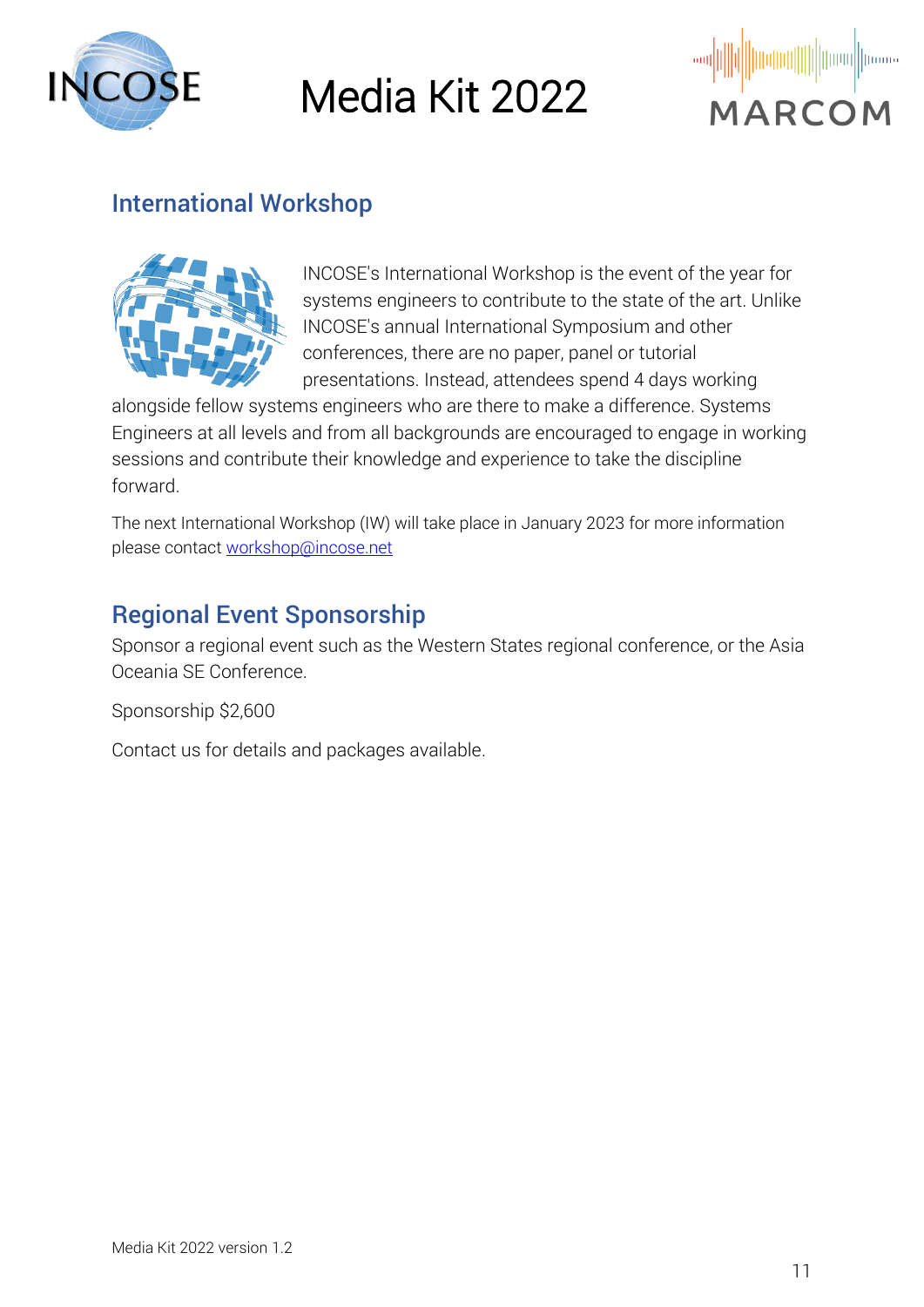## International Workshop

INCOSE's International Workshop is the event of the year for systems engineers to contribute to the state of the art. Unlike INCOSE's annual International Symposium and other conferences, there are no paper, panel or tutorial presentations. Instead, attendees spend 4 days working alongside fellow systems engineers who are there to make a difference. Systems Engineers at all levels and from all backgrounds are encouraged to engage in working sessions and contribute their knowledge and experience to take the discipline forward.

The next International Workshop (IW) will take place in January 2023 for more information please contact workshop@incose.net

## Regional Event Sponsorship

Sponsor a regional event such as the Western States regional conference, or the Asia Oceania SE Conference.

Sponsorship $2,600

Contact us for details and packages available.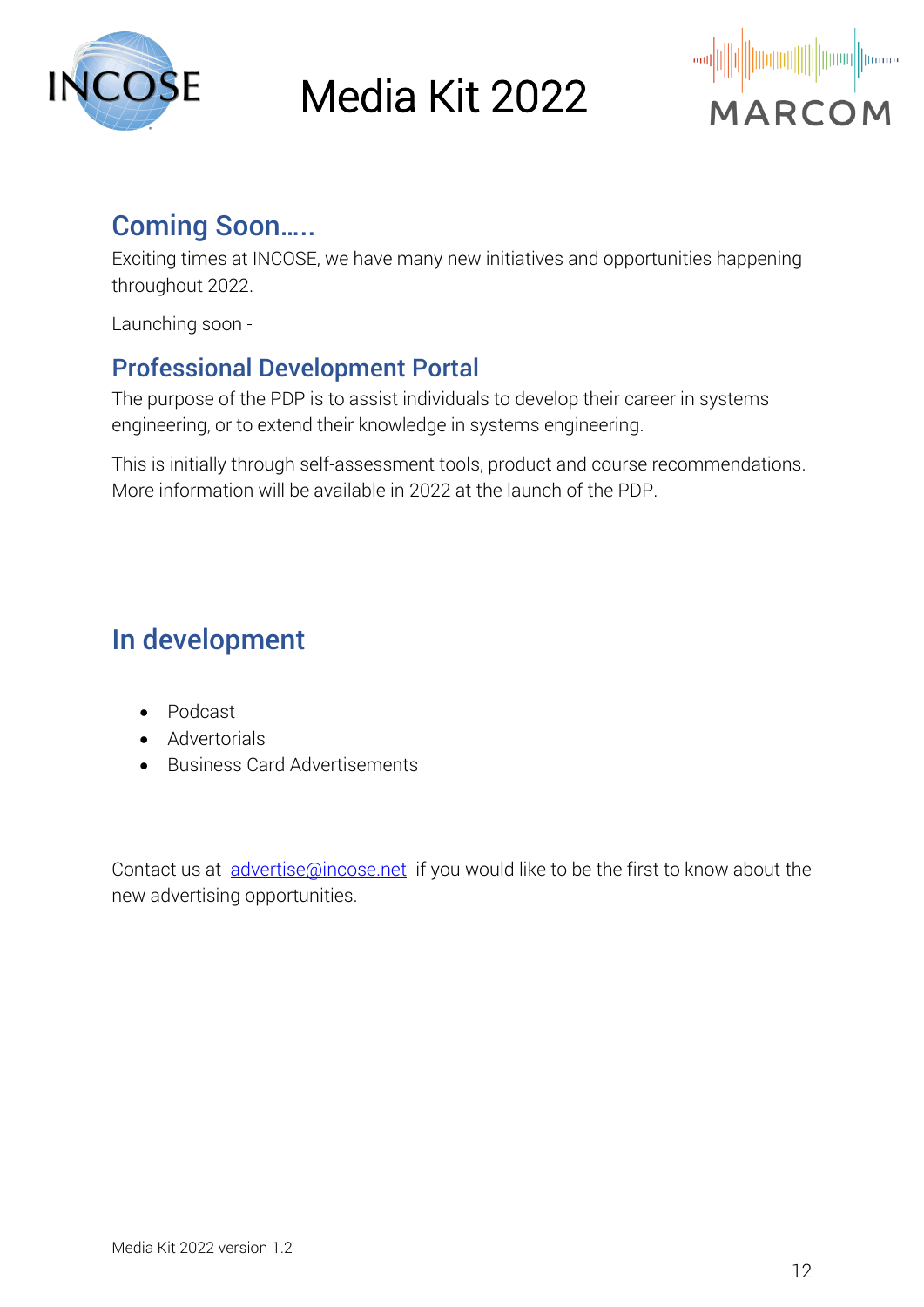# Media Kit 2022

## Coming Soon…..

Exciting times at INCOSE, we have many new initiatives and opportunities happening throughout 2022.

Launching soon -

## Professional Development Portal

The purpose of the PDP is to assist individuals to develop their career in systems engineering, or to extend their knowledge in systems engineering.

This is initially through self-assessment tools, product and course recommendations. More information will be available in 2022 at the launch of the PDP.

## In development

- Podcast
- Advertorials
- Business Card Advertisements

Contact us at [advertise@incose.net](mailto:advertise@incose.net) if you would like to be the first to know about the new advertising opportunities.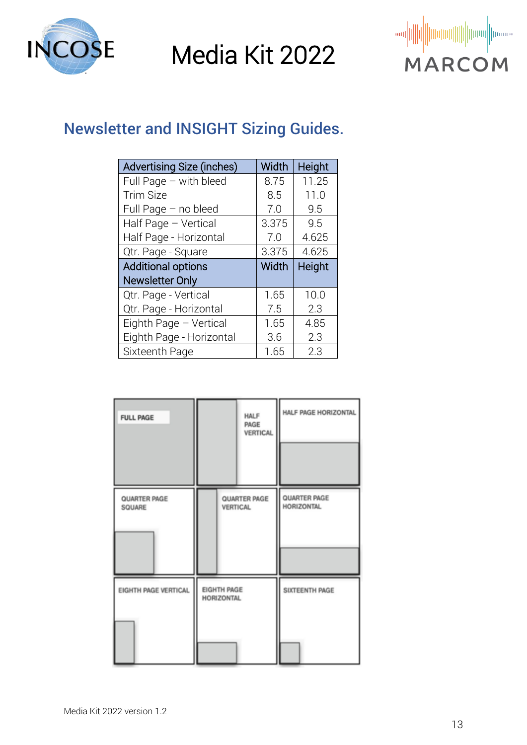## Newsletter and INSIGHT Sizing Guides.

| Advertising Size (inches) | Width | Height |
|---|---|---|
| Full Page – with bleed | 8.75 | 11.25 |
| Trim Size | 8.5 | 11.0 |
| Full Page – no bleed | 7.0 | 9.5 |
| Half Page – Vertical | 3.375 | 9.5 |
| Half Page - Horizontal | 7.0 | 4.625 |
| Qtr. Page - Square | 3.375 | 4.625 |
| **Additional options Newsletter Only** | **Width** | **Height** |
| Qtr. Page - Vertical | 1.65 | 10.0 |
| Qtr. Page - Horizontal | 7.5 | 2.3 |
| Eighth Page – Vertical | 1.65 | 4.85 |
| Eighth Page - Horizontal | 3.6 | 2.3 |
| Sixteenth Page | 1.65 | 2.3 |

FULL PAGE

HALF PAGE VERTICAL

HALF PAGE HORIZONTAL

QUARTER PAGE SQUARE

QUARTER PAGE VERTICAL

QUARTER PAGE HORIZONTAL

EIGHTH PAGE VERTICAL

EIGHTH PAGE HORIZONTAL

SIXTEENTH PAGE

Media Kit 2022 version 1.2